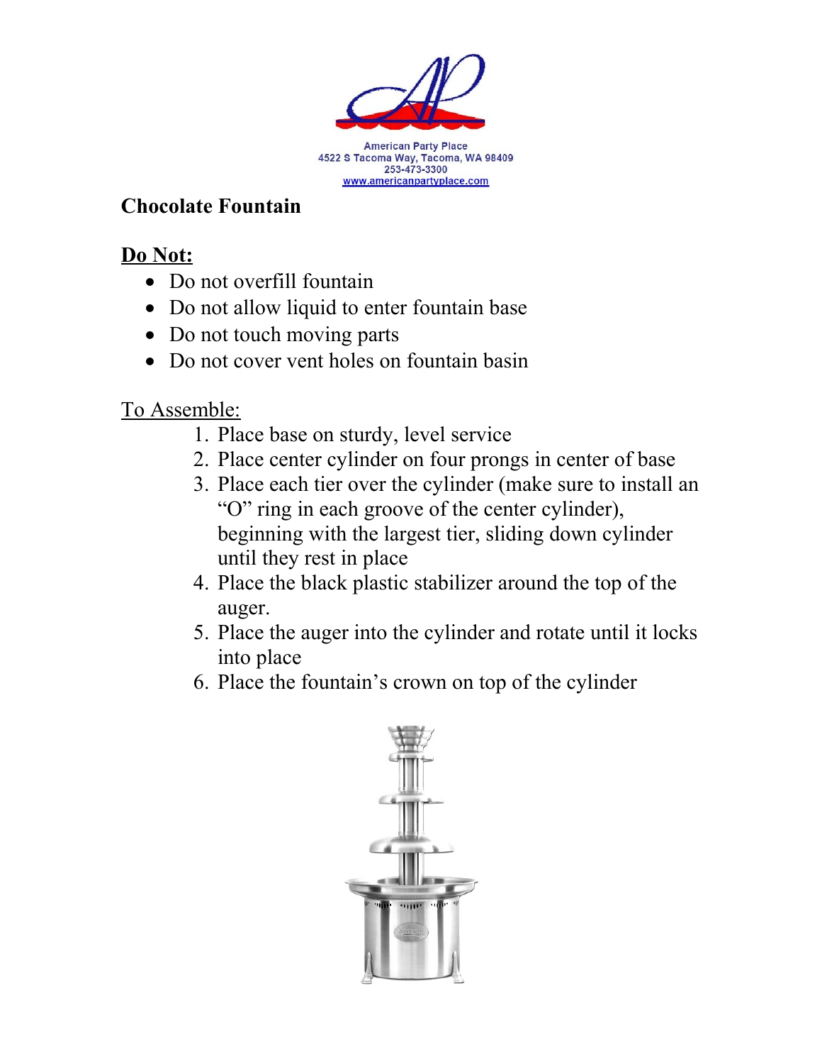American Party Place
4522 S Tacoma Way, Tacoma, WA 98409
253-473-3300
www.americanpartyplace.com

## Chocolate Fountain

**Do Not:**

- Do not overfill fountain
- Do not allow liquid to enter fountain base
- Do not touch moving parts
- Do not cover vent holes on fountain basin

To Assemble:

1. Place base on sturdy, level service
2. Place center cylinder on four prongs in center of base
3. Place each tier over the cylinder (make sure to install an "O" ring in each groove of the center cylinder), beginning with the largest tier, sliding down cylinder until they rest in place
4. Place the black plastic stabilizer around the top of the auger.
5. Place the auger into the cylinder and rotate until it locks into place
6. Place the fountain's crown on top of the cylinder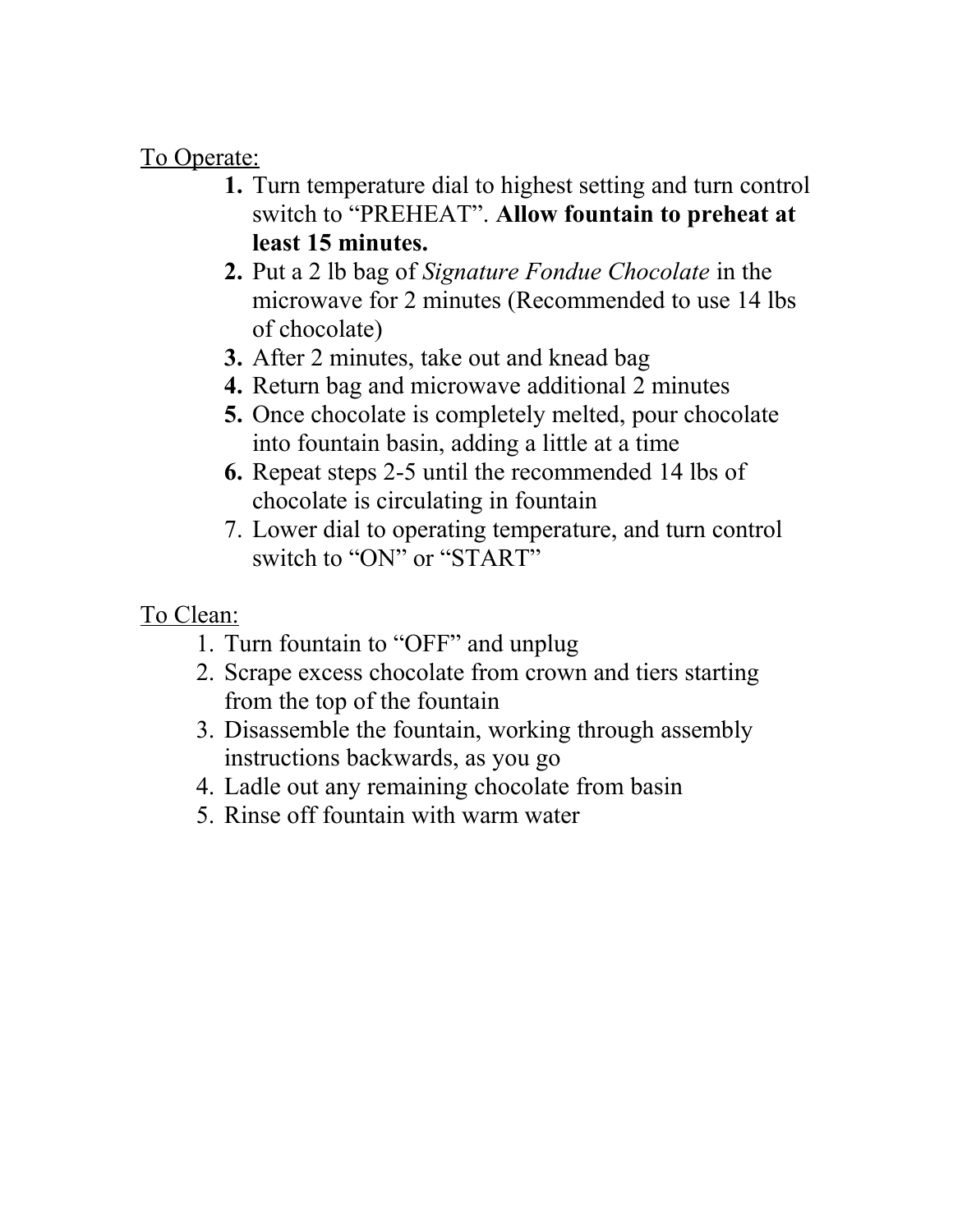To Operate:

1. Turn temperature dial to highest setting and turn control switch to “PREHEAT”. **Allow fountain to preheat at least 15 minutes.**
2. Put a 2 lb bag of *Signature Fondue Chocolate* in the microwave for 2 minutes (Recommended to use 14 lbs of chocolate)
3. After 2 minutes, take out and knead bag
4. Return bag and microwave additional 2 minutes
5. Once chocolate is completely melted, pour chocolate into fountain basin, adding a little at a time
6. Repeat steps 2-5 until the recommended 14 lbs of chocolate is circulating in fountain
7. Lower dial to operating temperature, and turn control switch to “ON” or “START”

To Clean:

1. Turn fountain to “OFF” and unplug
2. Scrape excess chocolate from crown and tiers starting from the top of the fountain
3. Disassemble the fountain, working through assembly instructions backwards, as you go
4. Ladle out any remaining chocolate from basin
5. Rinse off fountain with warm water